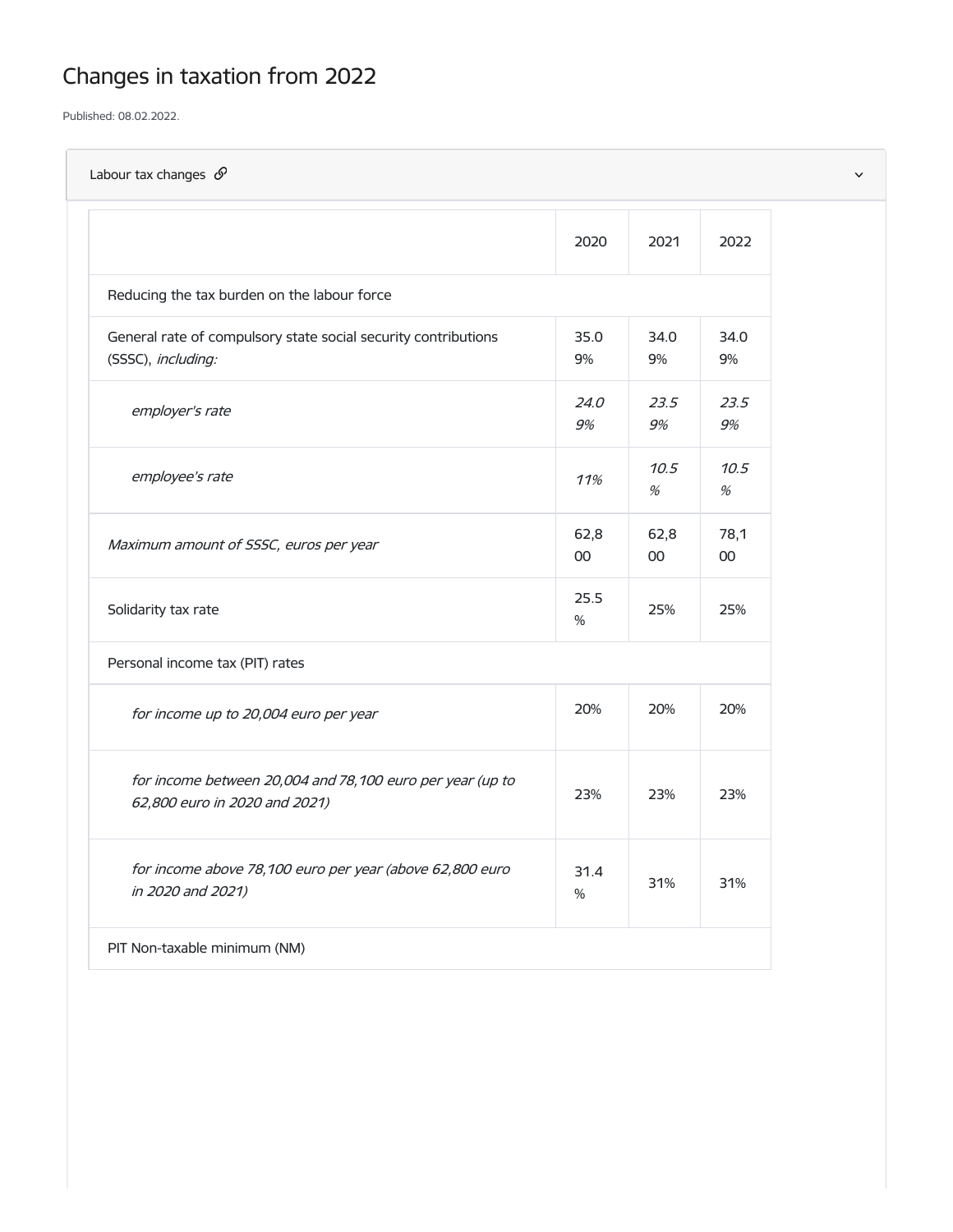# Changes in taxation from 2022

Published: 08.02.2022.

Labour tax changes

| | 2020 | 2021 | 2022 |
|---|---|---|---|
| Reducing the tax burden on the labour force | | | |
| General rate of compulsory state social security contributions (SSSC), *including:* | 35.09% | 34.09% | 34.09% |
| *employer's rate* | *24.09%* | *23.59%* | *23.59%* |
| *employee's rate* | *11%* | *10.5%* | *10.5%* |
| *Maximum amount of SSSC, euros per year* | 62,800 | 62,800 | 78,100 |
| Solidarity tax rate | 25.5% | 25% | 25% |
| Personal income tax (PIT) rates | | | |
| *for income up to 20,004 euro per year* | 20% | 20% | 20% |
| *for income between 20,004 and 78,100 euro per year (up to 62,800 euro in 2020 and 2021)* | 23% | 23% | 23% |
| *for income above 78,100 euro per year (above 62,800 euro in 2020 and 2021)* | 31.4% | 31% | 31% |
| PIT Non-taxable minimum (NM) | | | |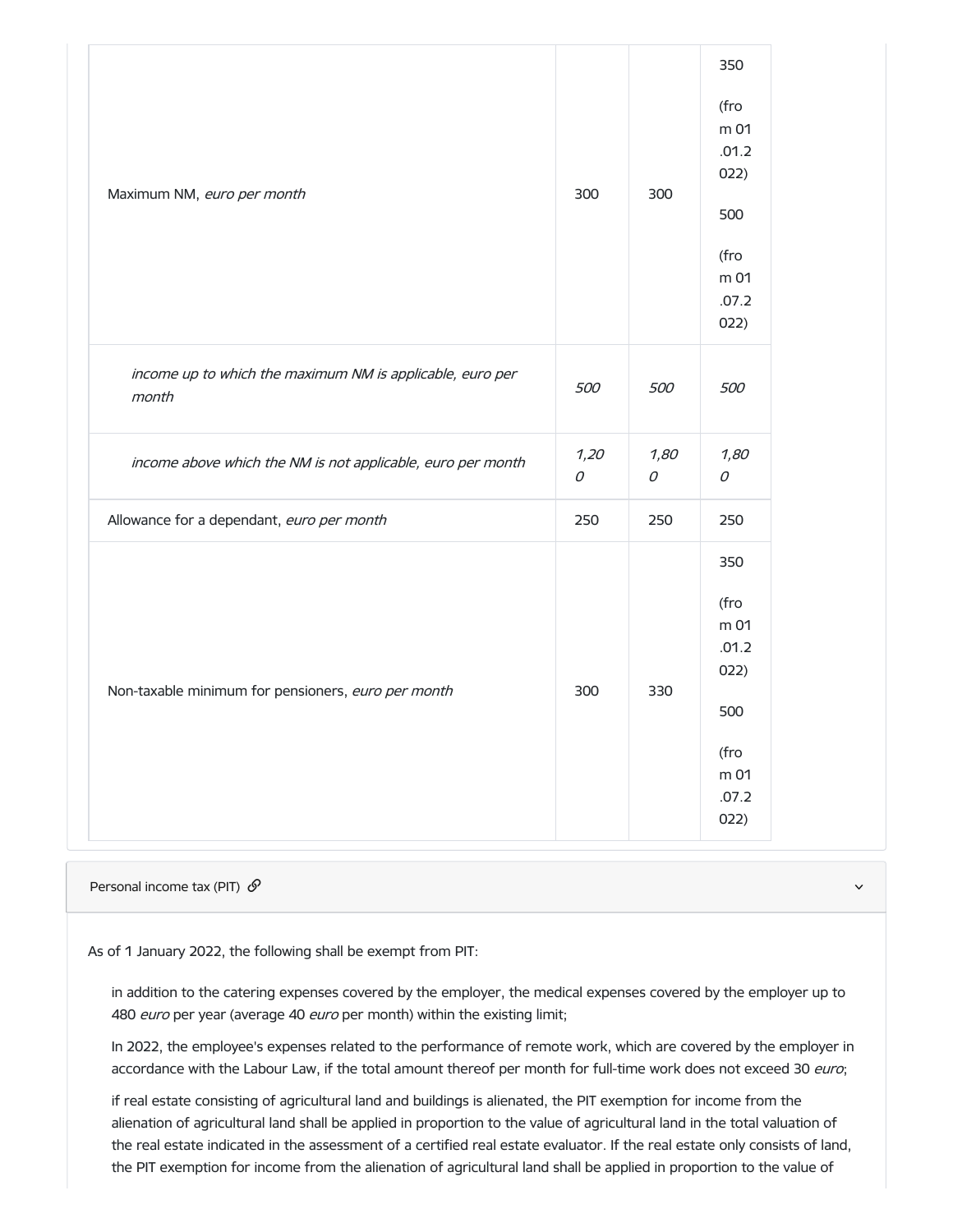| | | | |
|---|---|---|---|
| Maximum NM, *euro per month* | 300 | 300 | 350 (from 01.01.2022) 500 (from 01.07.2022) |
| *income up to which the maximum NM is applicable, euro per month* | *500* | *500* | *500* |
| *income above which the NM is not applicable, euro per month* | *1,200* | *1,800* | *1,800* |
| Allowance for a dependant, *euro per month* | 250 | 250 | 250 |
| Non-taxable minimum for pensioners, *euro per month* | 300 | 330 | 350 (from 01.01.2022) 500 (from 01.07.2022) |

## Personal income tax (PIT)

As of 1 January 2022, the following shall be exempt from PIT:

- in addition to the catering expenses covered by the employer, the medical expenses covered by the employer up to 480 *euro* per year (average 40 *euro* per month) within the existing limit;
- In 2022, the employee's expenses related to the performance of remote work, which are covered by the employer in accordance with the Labour Law, if the total amount thereof per month for full-time work does not exceed 30 *euro*;
- if real estate consisting of agricultural land and buildings is alienated, the PIT exemption for income from the alienation of agricultural land shall be applied in proportion to the value of agricultural land in the total valuation of the real estate indicated in the assessment of a certified real estate evaluator. If the real estate only consists of land, the PIT exemption for income from the alienation of agricultural land shall be applied in proportion to the value of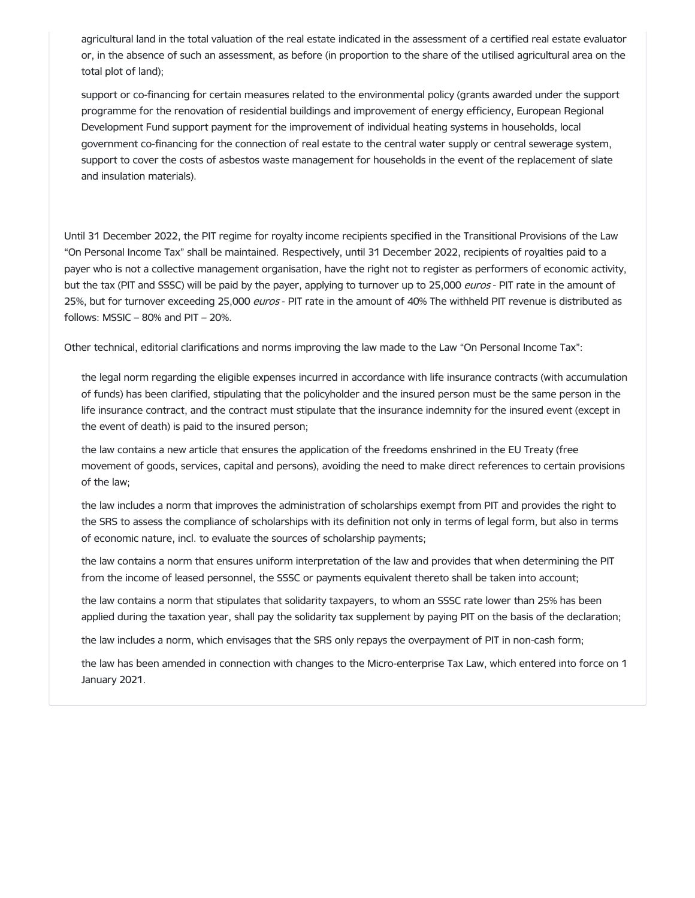- agricultural land in the total valuation of the real estate indicated in the assessment of a certified real estate evaluator or, in the absence of such an assessment, as before (in proportion to the share of the utilised agricultural area on the total plot of land);
- support or co-financing for certain measures related to the environmental policy (grants awarded under the support programme for the renovation of residential buildings and improvement of energy efficiency, European Regional Development Fund support payment for the improvement of individual heating systems in households, local government co-financing for the connection of real estate to the central water supply or central sewerage system, support to cover the costs of asbestos waste management for households in the event of the replacement of slate and insulation materials).

Until 31 December 2022, the PIT regime for royalty income recipients specified in the Transitional Provisions of the Law "On Personal Income Tax" shall be maintained. Respectively, until 31 December 2022, recipients of royalties paid to a payer who is not a collective management organisation, have the right not to register as performers of economic activity, but the tax (PIT and SSSC) will be paid by the payer, applying to turnover up to 25,000 *euros* - PIT rate in the amount of 25%, but for turnover exceeding 25,000 *euros* - PIT rate in the amount of 40% The withheld PIT revenue is distributed as follows: MSSIC – 80% and PIT – 20%.

Other technical, editorial clarifications and norms improving the law made to the Law "On Personal Income Tax":

- the legal norm regarding the eligible expenses incurred in accordance with life insurance contracts (with accumulation of funds) has been clarified, stipulating that the policyholder and the insured person must be the same person in the life insurance contract, and the contract must stipulate that the insurance indemnity for the insured event (except in the event of death) is paid to the insured person;
- the law contains a new article that ensures the application of the freedoms enshrined in the EU Treaty (free movement of goods, services, capital and persons), avoiding the need to make direct references to certain provisions of the law;
- the law includes a norm that improves the administration of scholarships exempt from PIT and provides the right to the SRS to assess the compliance of scholarships with its definition not only in terms of legal form, but also in terms of economic nature, incl. to evaluate the sources of scholarship payments;
- the law contains a norm that ensures uniform interpretation of the law and provides that when determining the PIT from the income of leased personnel, the SSSC or payments equivalent thereto shall be taken into account;
- the law contains a norm that stipulates that solidarity taxpayers, to whom an SSSC rate lower than 25% has been applied during the taxation year, shall pay the solidarity tax supplement by paying PIT on the basis of the declaration;
- the law includes a norm, which envisages that the SRS only repays the overpayment of PIT in non-cash form;
- the law has been amended in connection with changes to the Micro-enterprise Tax Law, which entered into force on 1 January 2021.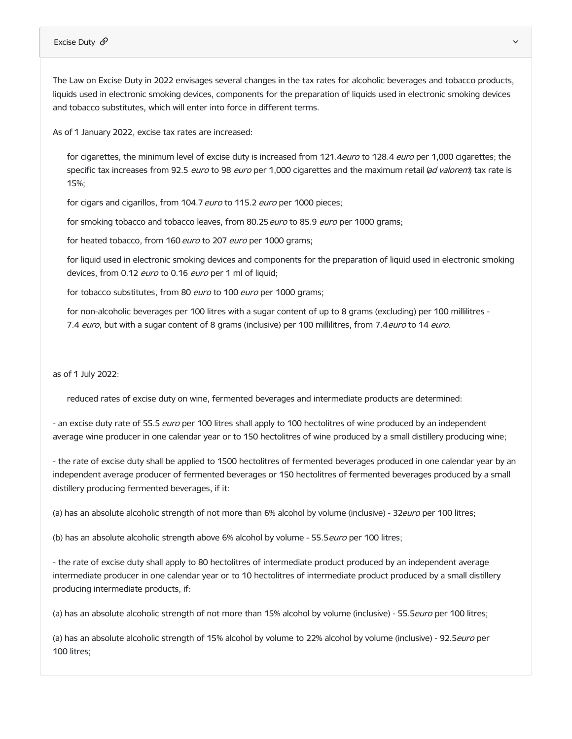## Excise Duty

The Law on Excise Duty in 2022 envisages several changes in the tax rates for alcoholic beverages and tobacco products, liquids used in electronic smoking devices, components for the preparation of liquids used in electronic smoking devices and tobacco substitutes, which will enter into force in different terms.

As of 1 January 2022, excise tax rates are increased:

- for cigarettes, the minimum level of excise duty is increased from 121.4 *euro* to 128.4 *euro* per 1,000 cigarettes; the specific tax increases from 92.5 *euro* to 98 *euro* per 1,000 cigarettes and the maximum retail (*ad valorem*) tax rate is 15%;
- for cigars and cigarillos, from 104.7 *euro* to 115.2 *euro* per 1000 pieces;
- for smoking tobacco and tobacco leaves, from 80.25 *euro* to 85.9 *euro* per 1000 grams;
- for heated tobacco, from 160 *euro* to 207 *euro* per 1000 grams;
- for liquid used in electronic smoking devices and components for the preparation of liquid used in electronic smoking devices, from 0.12 *euro* to 0.16 *euro* per 1 ml of liquid;
- for tobacco substitutes, from 80 *euro* to 100 *euro* per 1000 grams;
- for non-alcoholic beverages per 100 litres with a sugar content of up to 8 grams (excluding) per 100 millilitres - 7.4 *euro*, but with a sugar content of 8 grams (inclusive) per 100 millilitres, from 7.4 *euro* to 14 *euro*.

as of 1 July 2022:

- reduced rates of excise duty on wine, fermented beverages and intermediate products are determined:

- an excise duty rate of 55.5 *euro* per 100 litres shall apply to 100 hectolitres of wine produced by an independent average wine producer in one calendar year or to 150 hectolitres of wine produced by a small distillery producing wine;

- the rate of excise duty shall be applied to 1500 hectolitres of fermented beverages produced in one calendar year by an independent average producer of fermented beverages or 150 hectolitres of fermented beverages produced by a small distillery producing fermented beverages, if it:

(a) has an absolute alcoholic strength of not more than 6% alcohol by volume (inclusive) - 32 *euro* per 100 litres;

(b) has an absolute alcoholic strength above 6% alcohol by volume - 55.5 *euro* per 100 litres;

- the rate of excise duty shall apply to 80 hectolitres of intermediate product produced by an independent average intermediate producer in one calendar year or to 10 hectolitres of intermediate product produced by a small distillery producing intermediate products, if:

(a) has an absolute alcoholic strength of not more than 15% alcohol by volume (inclusive) - 55.5 *euro* per 100 litres;

(a) has an absolute alcoholic strength of 15% alcohol by volume to 22% alcohol by volume (inclusive) - 92.5 *euro* per 100 litres;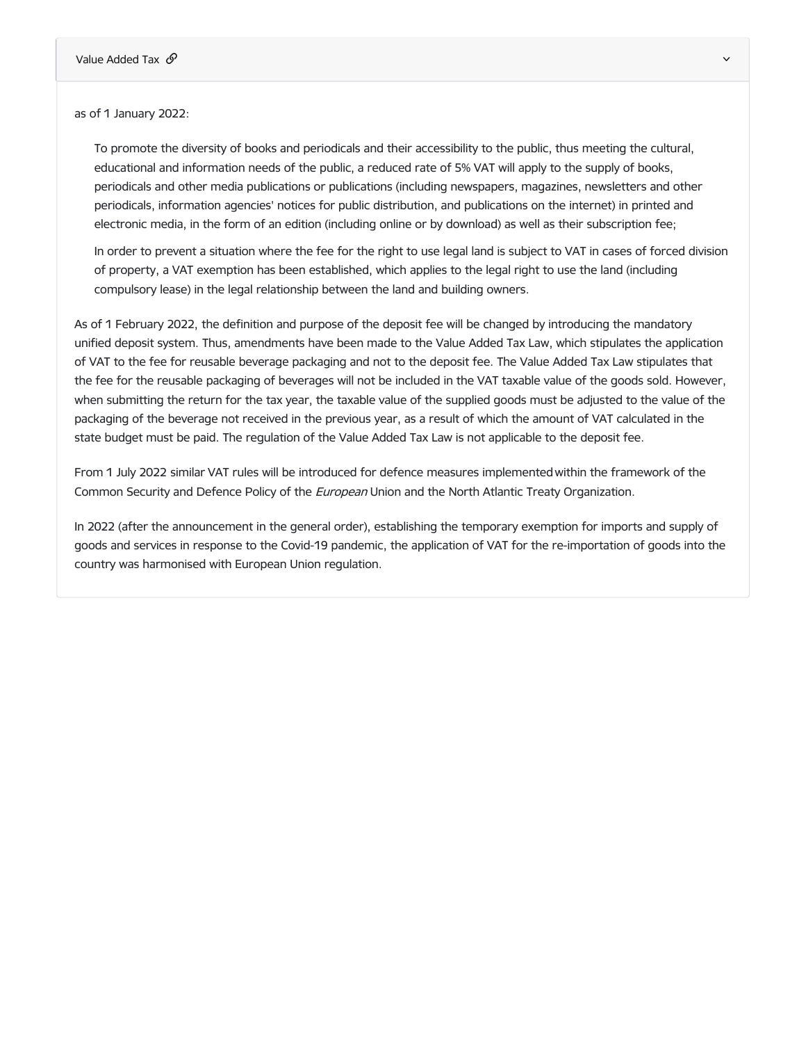## Value Added Tax

as of 1 January 2022:

> To promote the diversity of books and periodicals and their accessibility to the public, thus meeting the cultural, educational and information needs of the public, a reduced rate of 5% VAT will apply to the supply of books, periodicals and other media publications or publications (including newspapers, magazines, newsletters and other periodicals, information agencies' notices for public distribution, and publications on the internet) in printed and electronic media, in the form of an edition (including online or by download) as well as their subscription fee;
>
> In order to prevent a situation where the fee for the right to use legal land is subject to VAT in cases of forced division of property, a VAT exemption has been established, which applies to the legal right to use the land (including compulsory lease) in the legal relationship between the land and building owners.

As of 1 February 2022, the definition and purpose of the deposit fee will be changed by introducing the mandatory unified deposit system. Thus, amendments have been made to the Value Added Tax Law, which stipulates the application of VAT to the fee for reusable beverage packaging and not to the deposit fee. The Value Added Tax Law stipulates that the fee for the reusable packaging of beverages will not be included in the VAT taxable value of the goods sold. However, when submitting the return for the tax year, the taxable value of the supplied goods must be adjusted to the value of the packaging of the beverage not received in the previous year, as a result of which the amount of VAT calculated in the state budget must be paid. The regulation of the Value Added Tax Law is not applicable to the deposit fee.

From 1 July 2022 similar VAT rules will be introduced for defence measures implemented within the framework of the Common Security and Defence Policy of the *European* Union and the North Atlantic Treaty Organization.

In 2022 (after the announcement in the general order), establishing the temporary exemption for imports and supply of goods and services in response to the Covid-19 pandemic, the application of VAT for the re-importation of goods into the country was harmonised with European Union regulation.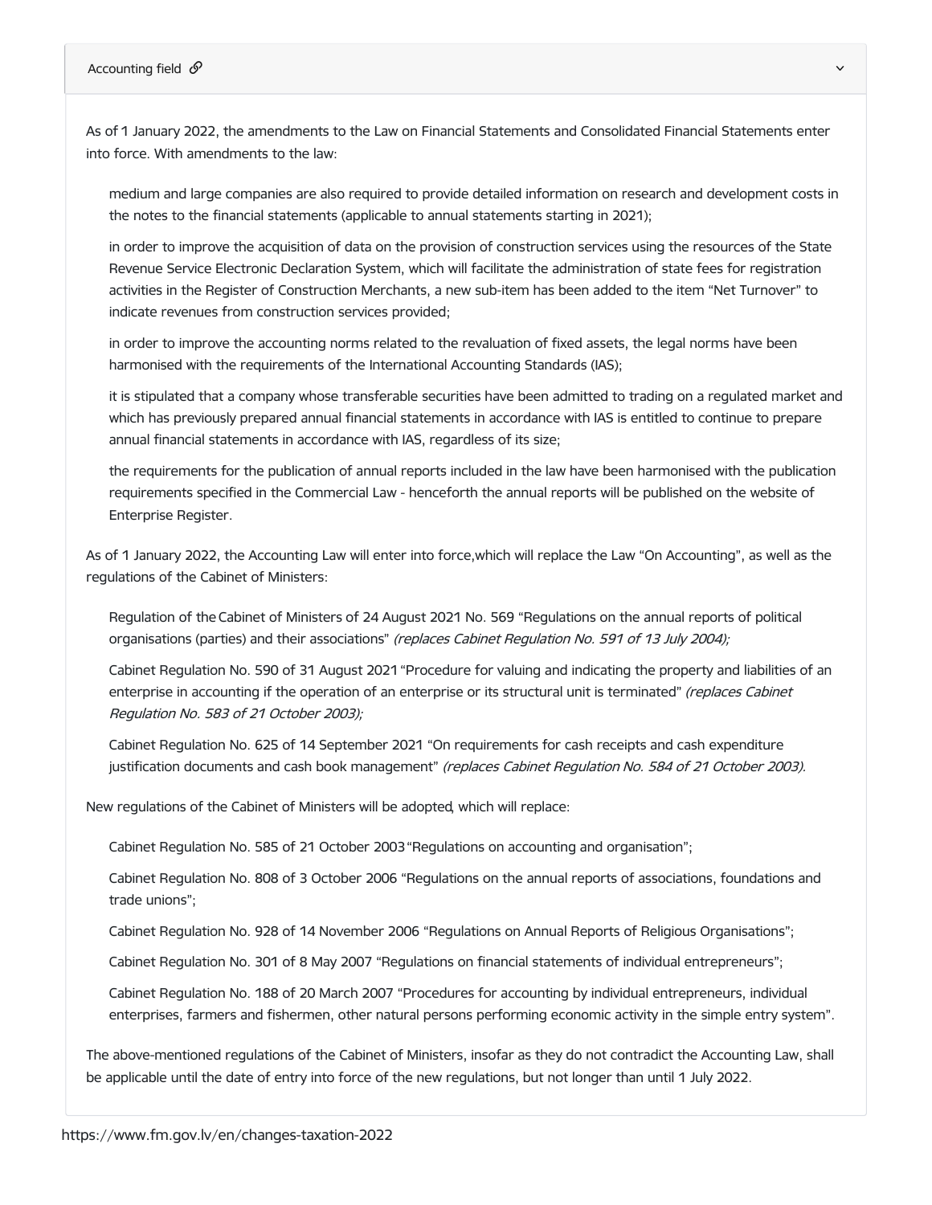## Accounting field

As of 1 January 2022, the amendments to the Law on Financial Statements and Consolidated Financial Statements enter into force. With amendments to the law:

- medium and large companies are also required to provide detailed information on research and development costs in the notes to the financial statements (applicable to annual statements starting in 2021);
- in order to improve the acquisition of data on the provision of construction services using the resources of the State Revenue Service Electronic Declaration System, which will facilitate the administration of state fees for registration activities in the Register of Construction Merchants, a new sub-item has been added to the item "Net Turnover" to indicate revenues from construction services provided;
- in order to improve the accounting norms related to the revaluation of fixed assets, the legal norms have been harmonised with the requirements of the International Accounting Standards (IAS);
- it is stipulated that a company whose transferable securities have been admitted to trading on a regulated market and which has previously prepared annual financial statements in accordance with IAS is entitled to continue to prepare annual financial statements in accordance with IAS, regardless of its size;
- the requirements for the publication of annual reports included in the law have been harmonised with the publication requirements specified in the Commercial Law - henceforth the annual reports will be published on the website of Enterprise Register.

As of 1 January 2022, the Accounting Law will enter into force,which will replace the Law "On Accounting", as well as the regulations of the Cabinet of Ministers:

- Regulation of the Cabinet of Ministers of 24 August 2021 No. 569 "Regulations on the annual reports of political organisations (parties) and their associations" *(replaces Cabinet Regulation No. 591 of 13 July 2004);*
- Cabinet Regulation No. 590 of 31 August 2021 "Procedure for valuing and indicating the property and liabilities of an enterprise in accounting if the operation of an enterprise or its structural unit is terminated" *(replaces Cabinet Regulation No. 583 of 21 October 2003);*
- Cabinet Regulation No. 625 of 14 September 2021 "On requirements for cash receipts and cash expenditure justification documents and cash book management" *(replaces Cabinet Regulation No. 584 of 21 October 2003).*

New regulations of the Cabinet of Ministers will be adopted, which will replace:

- Cabinet Regulation No. 585 of 21 October 2003 "Regulations on accounting and organisation";
- Cabinet Regulation No. 808 of 3 October 2006 "Regulations on the annual reports of associations, foundations and trade unions";
- Cabinet Regulation No. 928 of 14 November 2006 "Regulations on Annual Reports of Religious Organisations";
- Cabinet Regulation No. 301 of 8 May 2007 "Regulations on financial statements of individual entrepreneurs";
- Cabinet Regulation No. 188 of 20 March 2007 "Procedures for accounting by individual entrepreneurs, individual enterprises, farmers and fishermen, other natural persons performing economic activity in the simple entry system".

The above-mentioned regulations of the Cabinet of Ministers, insofar as they do not contradict the Accounting Law, shall be applicable until the date of entry into force of the new regulations, but not longer than until 1 July 2022.